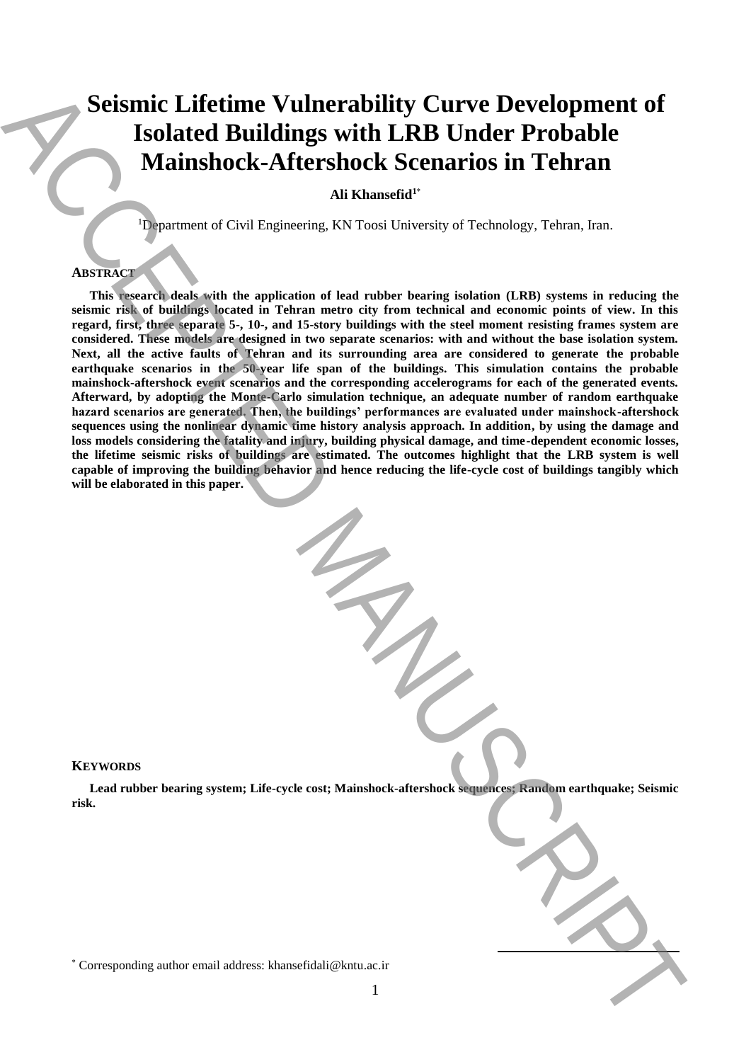# Seismic Lifetime Vulnerability Curve Development of Isolated Buildings with LRB Under Probable Mainshock-Aftershock Scenarios in Tehran

**Ali Khansefid**[1*]

[1]Department of Civil Engineering, KN Toosi University of Technology, Tehran, Iran.

## ABSTRACT

**This research deals with the application of lead rubber bearing isolation (LRB) systems in reducing the seismic risk of buildings located in Tehran metro city from technical and economic points of view. In this regard, first, three separate 5-, 10-, and 15-story buildings with the steel moment resisting frames system are considered. These models are designed in two separate scenarios: with and without the base isolation system. Next, all the active faults of Tehran and its surrounding area are considered to generate the probable earthquake scenarios in the 50-year life span of the buildings. This simulation contains the probable mainshock-aftershock event scenarios and the corresponding accelerograms for each of the generated events. Afterward, by adopting the Monte-Carlo simulation technique, an adequate number of random earthquake hazard scenarios are generated. Then, the buildings' performances are evaluated under mainshock-aftershock sequences using the nonlinear dynamic time history analysis approach. In addition, by using the damage and loss models considering the fatality and injury, building physical damage, and time-dependent economic losses, the lifetime seismic risks of buildings are estimated. The outcomes highlight that the LRB system is well capable of improving the building behavior and hence reducing the life-cycle cost of buildings tangibly which will be elaborated in this paper.**

## KEYWORDS

**Lead rubber bearing system; Life-cycle cost; Mainshock-aftershock sequences; Random earthquake; Seismic risk.**

[*] Corresponding author email address: khansefidali@kntu.ac.ir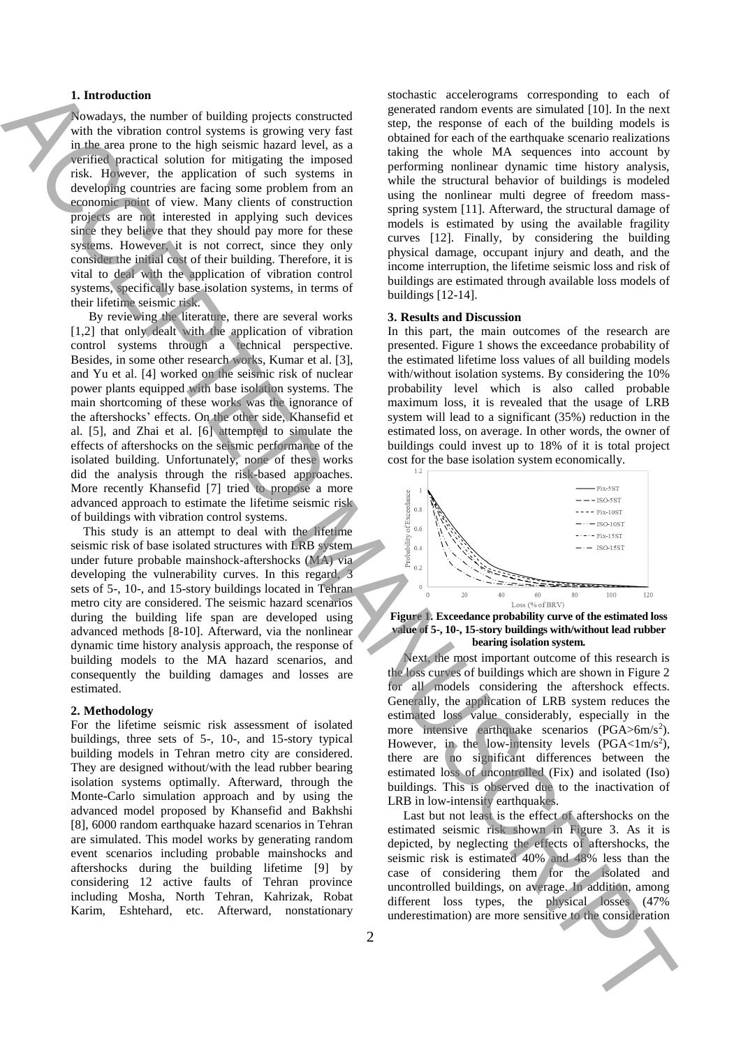## 1. Introduction

Nowadays, the number of building projects constructed with the vibration control systems is growing very fast in the area prone to the high seismic hazard level, as a verified practical solution for mitigating the imposed risk. However, the application of such systems in developing countries are facing some problem from an economic point of view. Many clients of construction projects are not interested in applying such devices since they believe that they should pay more for these systems. However, it is not correct, since they only consider the initial cost of their building. Therefore, it is vital to deal with the application of vibration control systems, specifically base isolation systems, in terms of their lifetime seismic risk.

By reviewing the literature, there are several works [1,2] that only dealt with the application of vibration control systems through a technical perspective. Besides, in some other research works, Kumar et al. [3], and Yu et al. [4] worked on the seismic risk of nuclear power plants equipped with base isolation systems. The main shortcoming of these works was the ignorance of the aftershocks' effects. On the other side, Khansefid et al. [5], and Zhai et al. [6] attempted to simulate the effects of aftershocks on the seismic performance of the isolated building. Unfortunately, none of these works did the analysis through the risk-based approaches. More recently Khansefid [7] tried to propose a more advanced approach to estimate the lifetime seismic risk of buildings with vibration control systems.

This study is an attempt to deal with the lifetime seismic risk of base isolated structures with LRB system under future probable mainshock-aftershocks (MA) via developing the vulnerability curves. In this regard, 3 sets of 5-, 10-, and 15-story buildings located in Tehran metro city are considered. The seismic hazard scenarios during the building life span are developed using advanced methods [8-10]. Afterward, via the nonlinear dynamic time history analysis approach, the response of building models to the MA hazard scenarios, and consequently the building damages and losses are estimated.

## 2. Methodology

For the lifetime seismic risk assessment of isolated buildings, three sets of 5-, 10-, and 15-story typical building models in Tehran metro city are considered. They are designed without/with the lead rubber bearing isolation systems optimally. Afterward, through the Monte-Carlo simulation approach and by using the advanced model proposed by Khansefid and Bakhshi [8], 6000 random earthquake hazard scenarios in Tehran are simulated. This model works by generating random event scenarios including probable mainshocks and aftershocks during the building lifetime [9] by considering 12 active faults of Tehran province including Mosha, North Tehran, Kahrizak, Robat Karim, Eshtehard, etc. Afterward, nonstationary stochastic accelerograms corresponding to each of generated random events are simulated [10]. In the next step, the response of each of the building models is obtained for each of the earthquake scenario realizations taking the whole MA sequences into account by performing nonlinear dynamic time history analysis, while the structural behavior of buildings is modeled using the nonlinear multi degree of freedom mass-spring system [11]. Afterward, the structural damage of models is estimated by using the available fragility curves [12]. Finally, by considering the building physical damage, occupant injury and death, and the income interruption, the lifetime seismic loss and risk of buildings are estimated through available loss models of buildings [12-14].

## 3. Results and Discussion

In this part, the main outcomes of the research are presented. Figure 1 shows the exceedance probability of the estimated lifetime loss values of all building models with/without isolation systems. By considering the 10% probability level which is also called probable maximum loss, it is revealed that the usage of LRB system will lead to a significant (35%) reduction in the estimated loss, on average. In other words, the owner of buildings could invest up to 18% of it is total project cost for the base isolation system economically.

**Figure 1. Exceedance probability curve of the estimated loss value of 5-, 10-, 15-story buildings with/without lead rubber bearing isolation system.**

Next, the most important outcome of this research is the loss curves of buildings which are shown in Figure 2 for all models considering the aftershock effects. Generally, the application of LRB system reduces the estimated loss value considerably, especially in the more intensive earthquake scenarios (PGA>6m/s$^2$). However, in the low-intensity levels (PGA<1m/s$^2$), there are no significant differences between the estimated loss of uncontrolled (Fix) and isolated (Iso) buildings. This is observed due to the inactivation of LRB in low-intensity earthquakes.

Last but not least is the effect of aftershocks on the estimated seismic risk shown in Figure 3. As it is depicted, by neglecting the effects of aftershocks, the seismic risk is estimated 40% and 48% less than the case of considering them for the isolated and uncontrolled buildings, on average. In addition, among different loss types, the physical losses (47% underestimation) are more sensitive to the consideration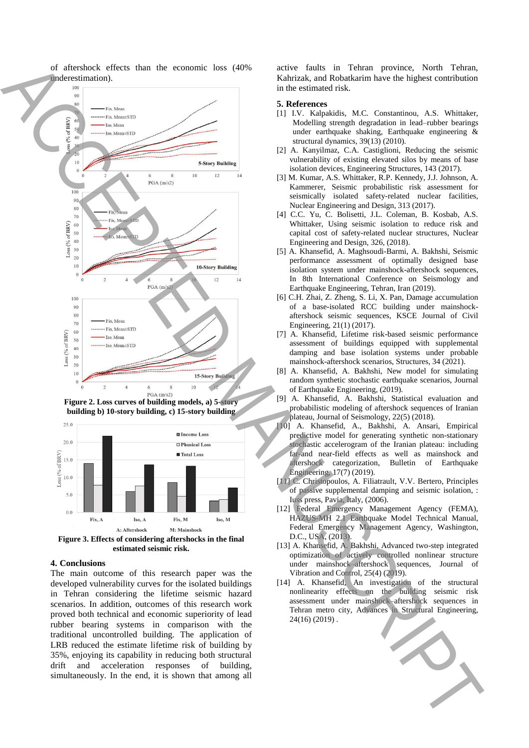of aftershock effects than the economic loss (40% underestimation).

100
90
80
70
60
50
40
30
20
10
0
Loss (% of BRV)
Fix, Mean
Fix, Mean±STD
Iso, Mean
Iso, Mean±STD
5-Story Building
0 2 4 6 8 10 12 14
PGA (m/s2)

100
90
80
70
60
50
40
30
20
10
0
Loss (% of BRV)
Fix, Mean
Fix, Mean±STD
Iso, Mean
Iso, Mean±STD
10-Story Building
0 2 4 6 8 10 12 14
PGA (m/s2)

100
90
80
70
60
50
40
30
20
10
0
Loss (% of BRV)
Fix, Mean
Fix, Mean±STD
Iso, Mean
Iso, Mean±STD
15-Story Building
0 2 4 6 8 10 12 14
PGA (m/s2)

**Figure 2. Loss curves of building models, a) 5-story building b) 10-story building, c) 15-story building**

25.0
20.0
15.0
10.0
5.0
0.0
Loss (% of BRV)
Income Loss
Phusical Loss
Total Loss
Fix, A
Iso, A
Fix, M
Iso, M
A: Aftershock
M: Mainshock

**Figure 3. Effects of considering aftershocks in the final estimated seismic risk.**

## 4. Conclusions

The main outcome of this research paper was the developed vulnerability curves for the isolated buildings in Tehran considering the lifetime seismic hazard scenarios. In addition, outcomes of this research work proved both technical and economic superiority of lead rubber bearing systems in comparison with the traditional uncontrolled building. The application of LRB reduced the estimate lifetime risk of building by 35%, enjoying its capability in reducing both structural drift and acceleration responses of building, simultaneously. In the end, it is shown that among all active faults in Tehran province, North Tehran, Kahrizak, and Robatkarim have the highest contribution in the estimated risk.

## 5. References

[1] I.V. Kalpakidis, M.C. Constantinou, A.S. Whittaker, Modelling strength degradation in lead–rubber bearings under earthquake shaking, Earthquake engineering & structural dynamics, 39(13) (2010).

[2] A. Kanyilmaz, C.A. Castiglioni, Reducing the seismic vulnerability of existing elevated silos by means of base isolation devices, Engineering Structures, 143 (2017).

[3] M. Kumar, A.S. Whittaker, R.P. Kennedy, J.J. Johnson, A. Kammerer, Seismic probabilistic risk assessment for seismically isolated safety-related nuclear facilities, Nuclear Engineering and Design, 313 (2017).

[4] C.C. Yu, C. Bolisetti, J.L. Coleman, B. Kosbab, A.S. Whittaker, Using seismic isolation to reduce risk and capital cost of safety-related nuclear structures, Nuclear Engineering and Design, 326, (2018).

[5] A. Khansefid, A. Maghsoudi-Barmi, A. Bakhshi, Seismic performance assessment of optimally designed base isolation system under mainshock-aftershock sequences, In 8th International Conference on Seismology and Earthquake Engineering, Tehran, Iran (2019).

[6] C.H. Zhai, Z. Zheng, S. Li, X. Pan, Damage accumulation of a base-isolated RCC building under mainshock-aftershock seismic sequences, KSCE Journal of Civil Engineering, 21(1) (2017).

[7] A. Khansefid, Lifetime risk-based seismic performance assessment of buildings equipped with supplemental damping and base isolation systems under probable mainshock-aftershock scenarios, Structures, 34 (2021).

[8] A. Khansefid, A. Bakhshi, New model for simulating random synthetic stochastic earthquake scenarios, Journal of Earthquake Engineering, (2019).

[9] A. Khansefid, A. Bakhshi, Statistical evaluation and probabilistic modeling of aftershock sequences of Iranian plateau, Journal of Seismology, 22(5) (2018).

[10] A. Khansefid, A., Bakhshi, A. Ansari, Empirical predictive model for generating synthetic non-stationary stochastic accelerogram of the Iranian plateau: including far-and near-field effects as well as mainshock and aftershock categorization, Bulletin of Earthquake Engineering, 17(7) (2019).

[11] C. Christopoulos, A. Filiatrault, V.V. Bertero, Principles of passive supplemental damping and seismic isolation, : Iuss press, Pavia, Italy, (2006).

[12] Federal Emergency Management Agency (FEMA), HAZUS-MH 2.1 Earthquake Model Technical Manual, Federal Emergency Management Agency, Washington, D.C., USA, (2013).

[13] A. Khansefid, A. Bakhshi, Advanced two-step integrated optimization of actively controlled nonlinear structure under mainshock–aftershock sequences, Journal of Vibration and Control, 25(4) (2019).

[14] A. Khansefid, An investigation of the structural nonlinearity effects on the building seismic risk assessment under mainshock–aftershock sequences in Tehran metro city, Advances in Structural Engineering, 24(16) (2019) .